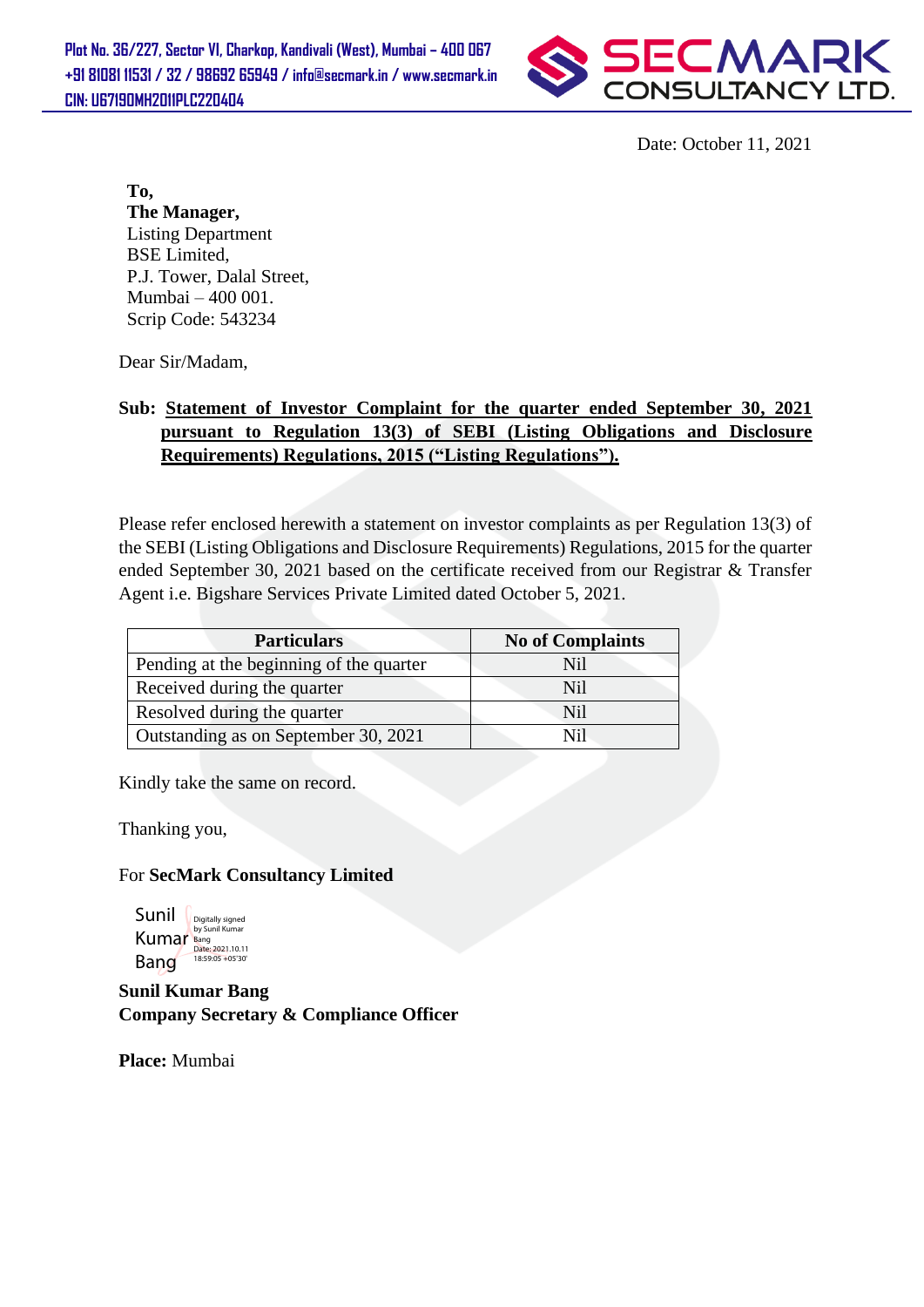Plot No. 36/227, Sector VI, Charkop, Kandivali (West), Mumbai – 400 067
+91 81081 11531 / 32 / 98692 65949 / info@secmark.in / www.secmark.in
CIN: U67190MH2011PLC220404

SECMARK CONSULTANCY LTD.

Date: October 11, 2021

**To,**
**The Manager,**
Listing Department
BSE Limited,
P.J. Tower, Dalal Street,
Mumbai – 400 001.
Scrip Code: 543234

Dear Sir/Madam,

**Sub: Statement of Investor Complaint for the quarter ended September 30, 2021 pursuant to Regulation 13(3) of SEBI (Listing Obligations and Disclosure Requirements) Regulations, 2015 ("Listing Regulations").**

Please refer enclosed herewith a statement on investor complaints as per Regulation 13(3) of the SEBI (Listing Obligations and Disclosure Requirements) Regulations, 2015 for the quarter ended September 30, 2021 based on the certificate received from our Registrar & Transfer Agent i.e. Bigshare Services Private Limited dated October 5, 2021.

| Particulars | No of Complaints |
|---|---|
| Pending at the beginning of the quarter | Nil |
| Received during the quarter | Nil |
| Resolved during the quarter | Nil |
| Outstanding as on September 30, 2021 | Nil |

Kindly take the same on record.

Thanking you,

For **SecMark Consultancy Limited**

Sunil Kumar Bang
Digitally signed by Sunil Kumar Bang
Date: 2021.10.11 18:59:05 +05'30'

**Sunil Kumar Bang**
**Company Secretary & Compliance Officer**

**Place:** Mumbai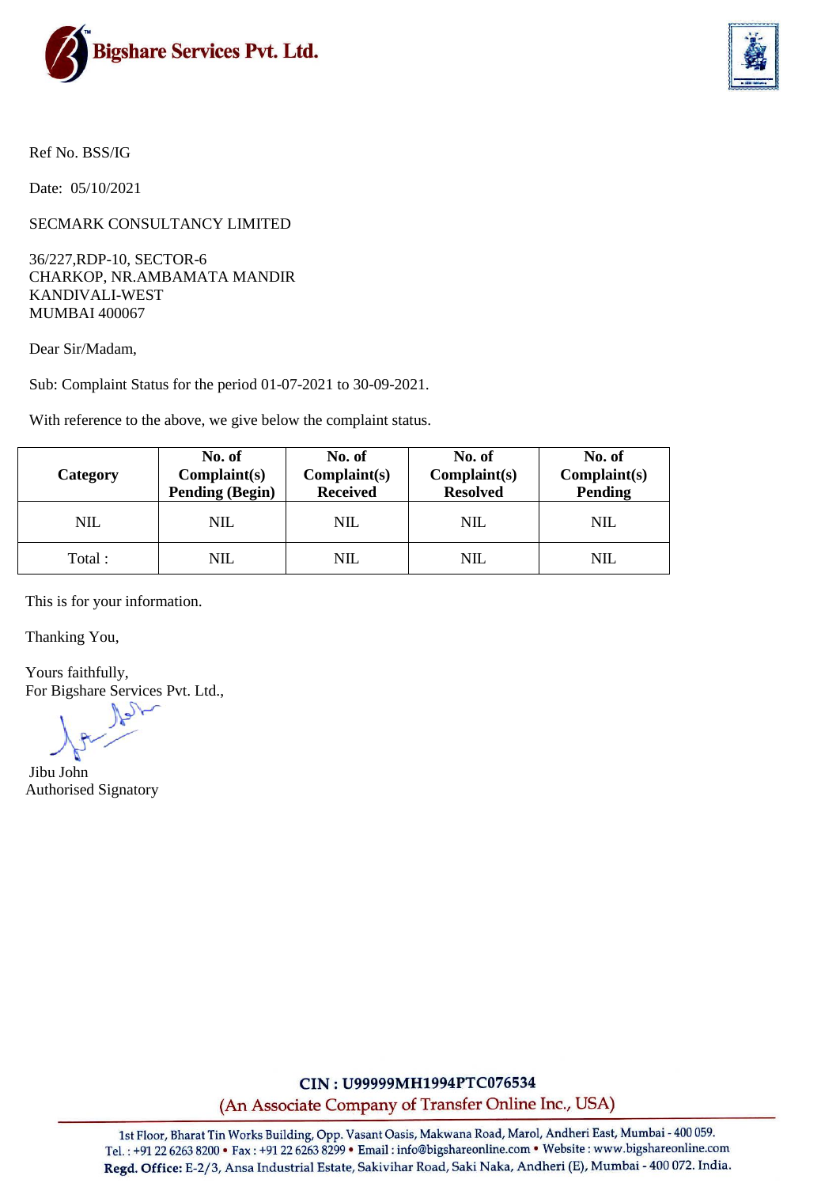**Bigshare Services Pvt. Ltd.**

Ref No. BSS/IG

Date: 05/10/2021

SECMARK CONSULTANCY LIMITED

36/227,RDP-10, SECTOR-6
CHARKOP, NR.AMBAMATA MANDIR
KANDIVALI-WEST
MUMBAI 400067

Dear Sir/Madam,

Sub: Complaint Status for the period 01-07-2021 to 30-09-2021.

With reference to the above, we give below the complaint status.

| Category | No. of Complaint(s) Pending (Begin) | No. of Complaint(s) Received | No. of Complaint(s) Resolved | No. of Complaint(s) Pending |
|---|---|---|---|---|
| NIL | NIL | NIL | NIL | NIL |
| Total : | NIL | NIL | NIL | NIL |

This is for your information.

Thanking You,

Yours faithfully,
For Bigshare Services Pvt. Ltd.,

Jibu John
Authorised Signatory

CIN : U99999MH1994PTC076534
(An Associate Company of Transfer Online Inc., USA)

1st Floor, Bharat Tin Works Building, Opp. Vasant Oasis, Makwana Road, Marol, Andheri East, Mumbai - 400 059.
Tel. : +91 22 6263 8200 • Fax : +91 22 6263 8299 • Email : info@bigshareonline.com • Website : www.bigshareonline.com
**Regd. Office:** E-2/3, Ansa Industrial Estate, Sakivihar Road, Saki Naka, Andheri (E), Mumbai - 400 072. India.